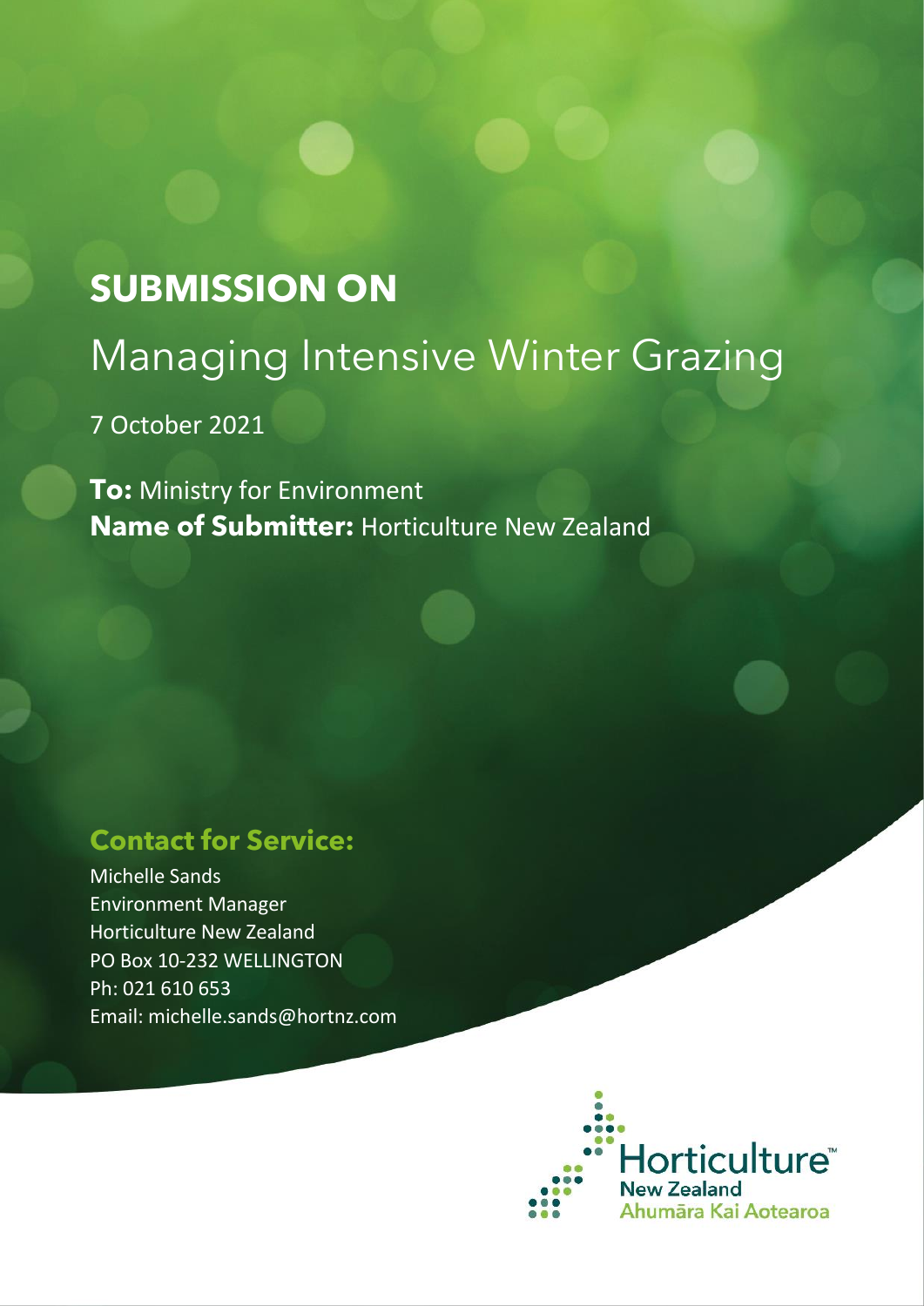# SUBMISSION ON

## Managing Intensive Winter Grazing

7 October 2021

**To:** Ministry for Environment
**Name of Submitter:** Horticulture New Zealand

### Contact for Service:

Michelle Sands
Environment Manager
Horticulture New Zealand
PO Box 10-232 WELLINGTON
Ph: 021 610 653
Email: michelle.sands@hortnz.com

Horticulture™ New Zealand Ahumāra Kai Aotearoa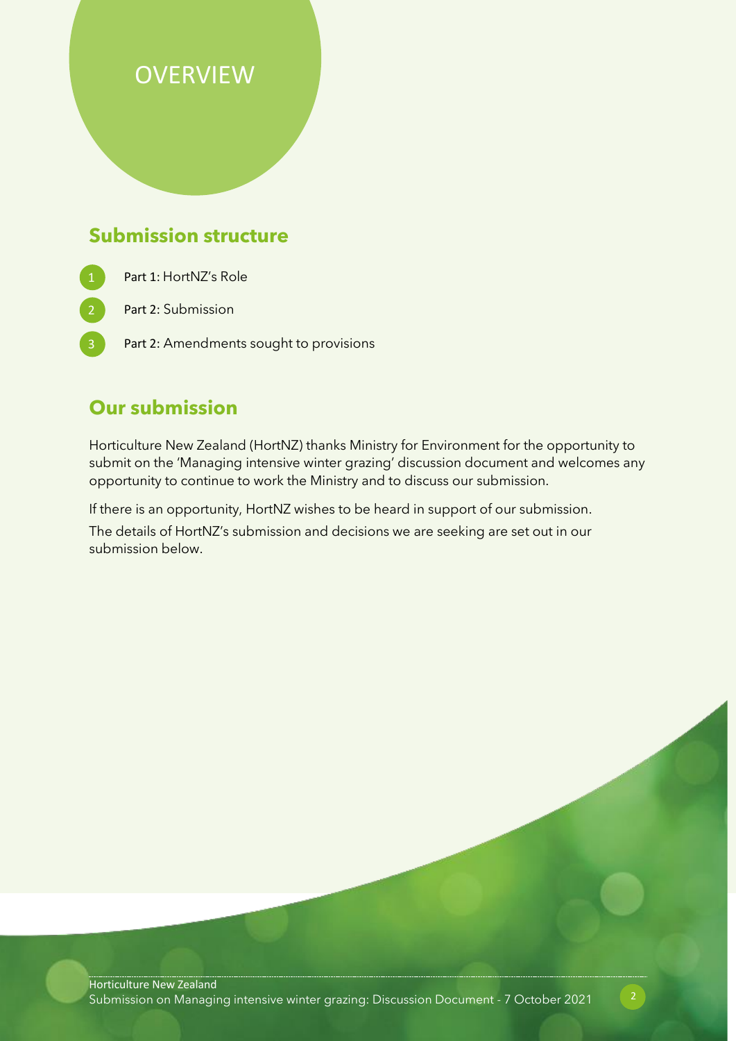# OVERVIEW

## Submission structure

1. Part 1: HortNZ's Role
2. Part 2: Submission
3. Part 2: Amendments sought to provisions

## Our submission

Horticulture New Zealand (HortNZ) thanks Ministry for Environment for the opportunity to submit on the 'Managing intensive winter grazing' discussion document and welcomes any opportunity to continue to work the Ministry and to discuss our submission.

If there is an opportunity, HortNZ wishes to be heard in support of our submission.

The details of HortNZ's submission and decisions we are seeking are set out in our submission below.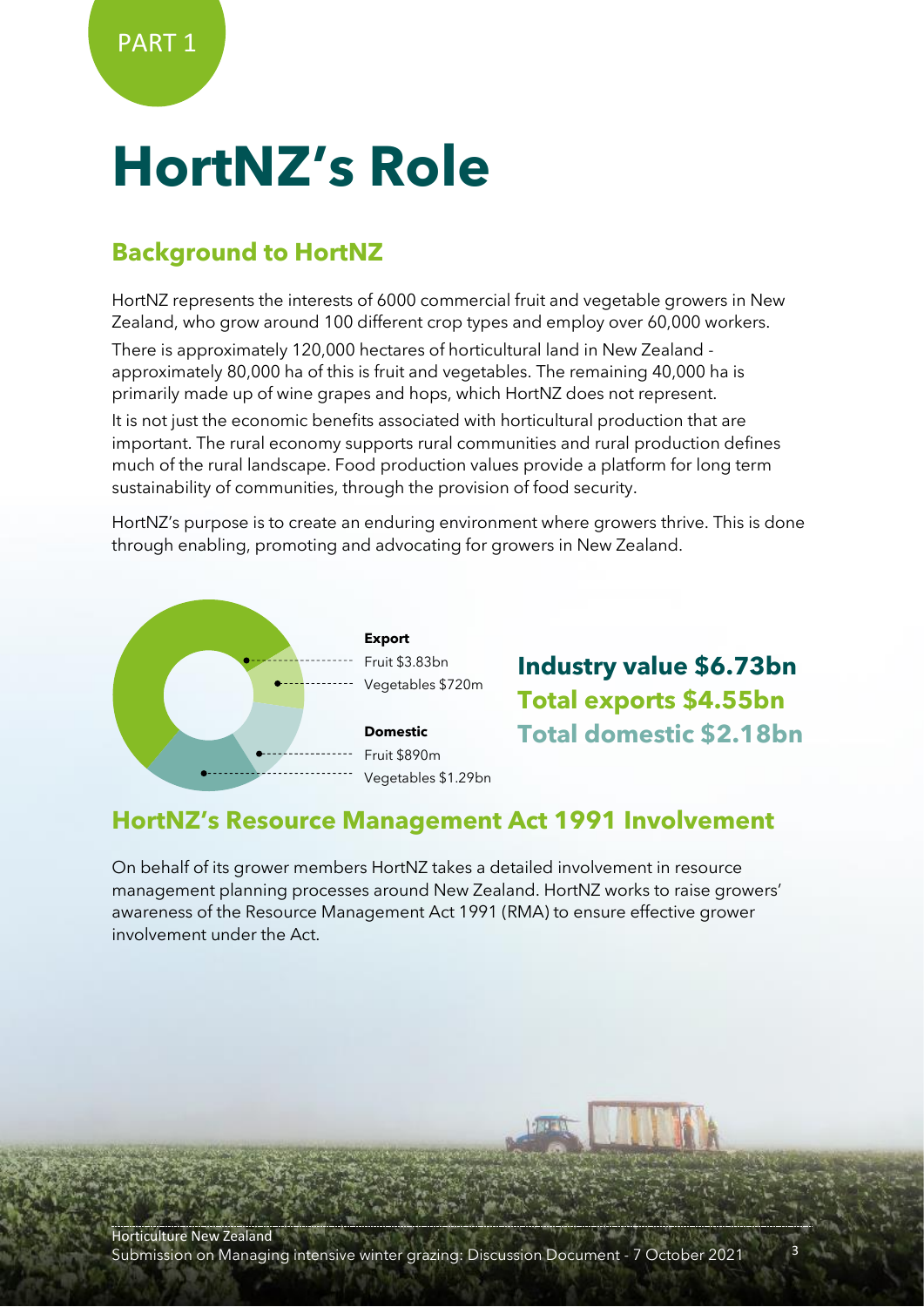PART 1

# HortNZ's Role

## Background to HortNZ

HortNZ represents the interests of 6000 commercial fruit and vegetable growers in New Zealand, who grow around 100 different crop types and employ over 60,000 workers.

There is approximately 120,000 hectares of horticultural land in New Zealand - approximately 80,000 ha of this is fruit and vegetables. The remaining 40,000 ha is primarily made up of wine grapes and hops, which HortNZ does not represent.

It is not just the economic benefits associated with horticultural production that are important. The rural economy supports rural communities and rural production defines much of the rural landscape. Food production values provide a platform for long term sustainability of communities, through the provision of food security.

HortNZ's purpose is to create an enduring environment where growers thrive. This is done through enabling, promoting and advocating for growers in New Zealand.

**Export**
Fruit $3.83bn
Vegetables $720m

**Domestic**
Fruit $890m
Vegetables $1.29bn

**Industry value $6.73bn**
**Total exports $4.55bn**
**Total domestic $2.18bn**

## HortNZ's Resource Management Act 1991 Involvement

On behalf of its grower members HortNZ takes a detailed involvement in resource management planning processes around New Zealand. HortNZ works to raise growers' awareness of the Resource Management Act 1991 (RMA) to ensure effective grower involvement under the Act.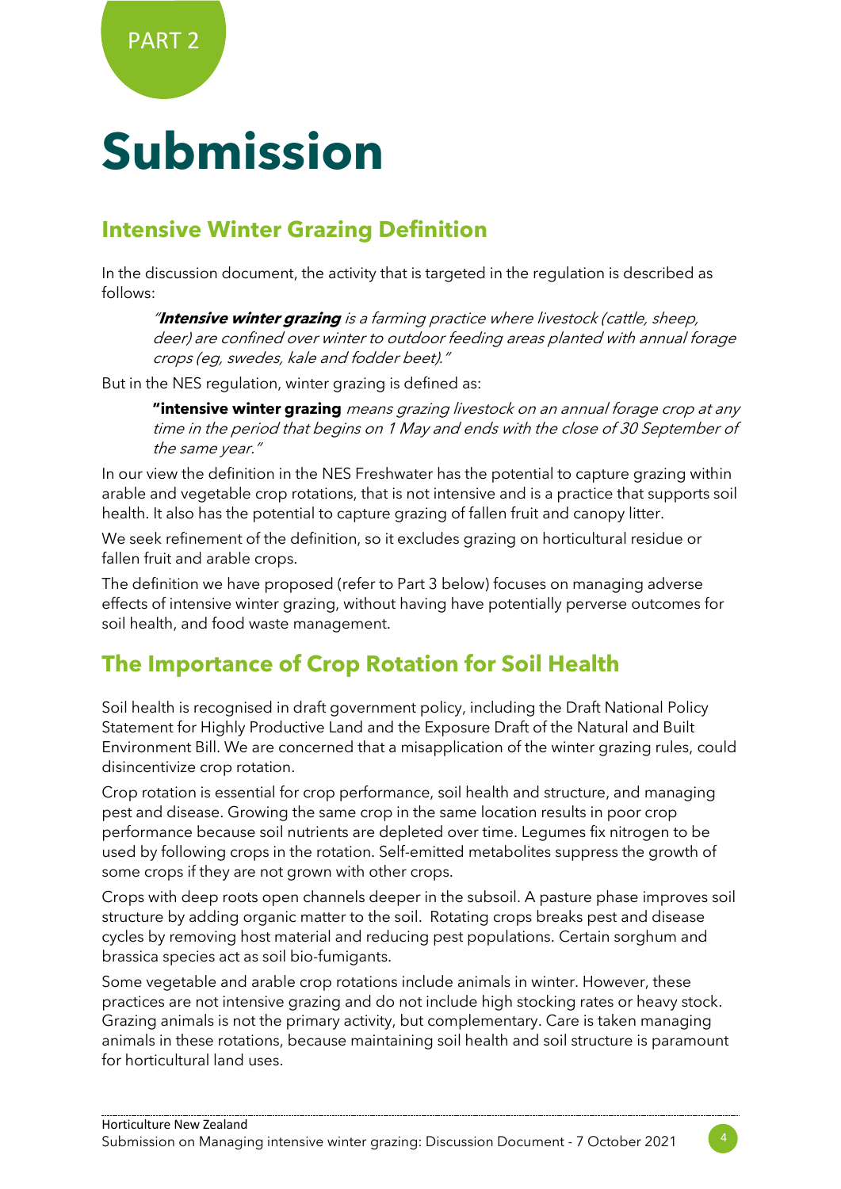PART 2

# Submission

## Intensive Winter Grazing Definition

In the discussion document, the activity that is targeted in the regulation is described as follows:

> *"**Intensive winter grazing** is a farming practice where livestock (cattle, sheep, deer) are confined over winter to outdoor feeding areas planted with annual forage crops (eg, swedes, kale and fodder beet)."*

But in the NES regulation, winter grazing is defined as:

> **"intensive winter grazing** *means grazing livestock on an annual forage crop at any time in the period that begins on 1 May and ends with the close of 30 September of the same year."*

In our view the definition in the NES Freshwater has the potential to capture grazing within arable and vegetable crop rotations, that is not intensive and is a practice that supports soil health. It also has the potential to capture grazing of fallen fruit and canopy litter.

We seek refinement of the definition, so it excludes grazing on horticultural residue or fallen fruit and arable crops.

The definition we have proposed (refer to Part 3 below) focuses on managing adverse effects of intensive winter grazing, without having have potentially perverse outcomes for soil health, and food waste management.

## The Importance of Crop Rotation for Soil Health

Soil health is recognised in draft government policy, including the Draft National Policy Statement for Highly Productive Land and the Exposure Draft of the Natural and Built Environment Bill. We are concerned that a misapplication of the winter grazing rules, could disincentivize crop rotation.

Crop rotation is essential for crop performance, soil health and structure, and managing pest and disease. Growing the same crop in the same location results in poor crop performance because soil nutrients are depleted over time. Legumes fix nitrogen to be used by following crops in the rotation. Self-emitted metabolites suppress the growth of some crops if they are not grown with other crops.

Crops with deep roots open channels deeper in the subsoil. A pasture phase improves soil structure by adding organic matter to the soil. Rotating crops breaks pest and disease cycles by removing host material and reducing pest populations. Certain sorghum and brassica species act as soil bio-fumigants.

Some vegetable and arable crop rotations include animals in winter. However, these practices are not intensive grazing and do not include high stocking rates or heavy stock. Grazing animals is not the primary activity, but complementary. Care is taken managing animals in these rotations, because maintaining soil health and soil structure is paramount for horticultural land uses.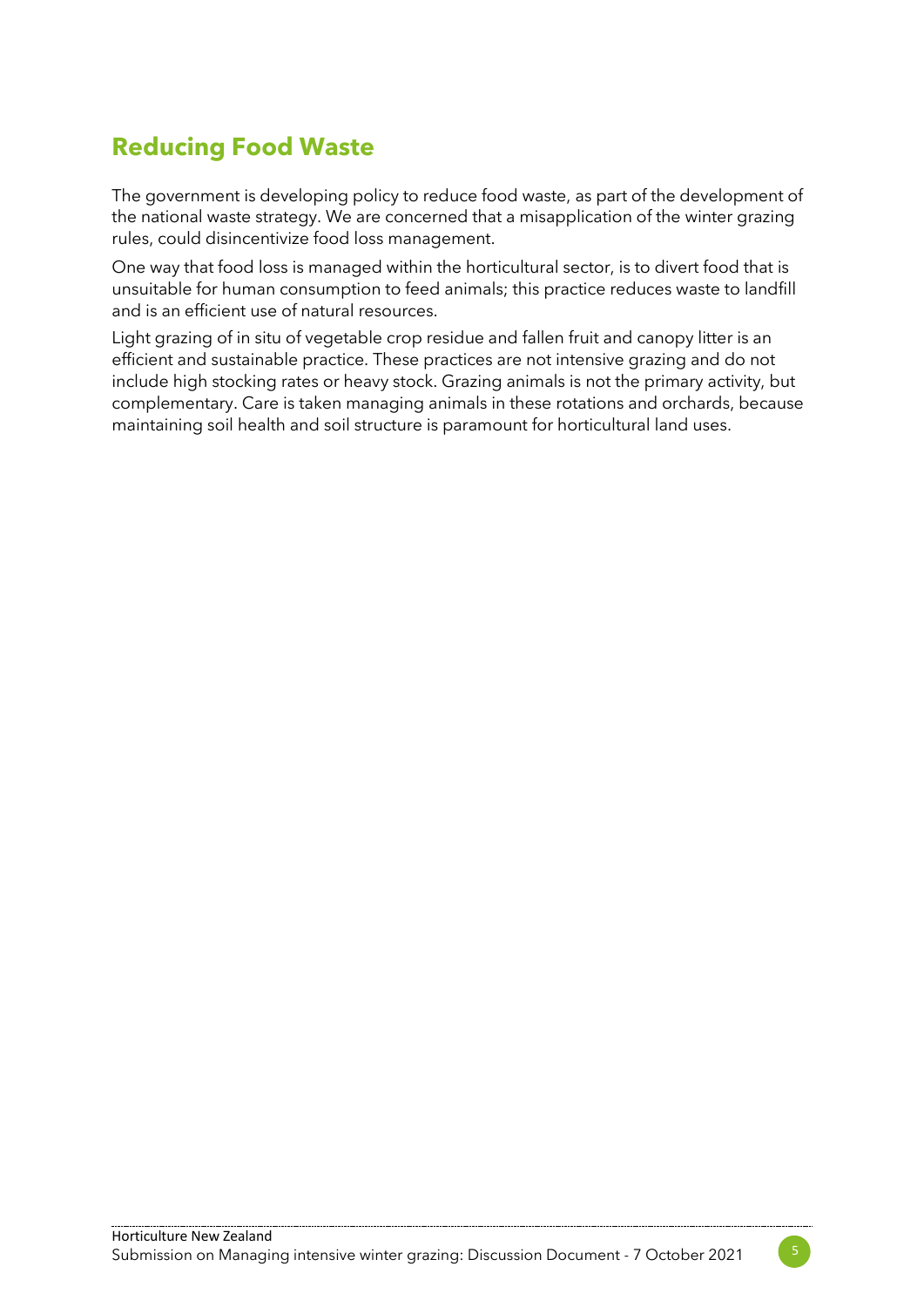## Reducing Food Waste

The government is developing policy to reduce food waste, as part of the development of the national waste strategy. We are concerned that a misapplication of the winter grazing rules, could disincentivize food loss management.

One way that food loss is managed within the horticultural sector, is to divert food that is unsuitable for human consumption to feed animals; this practice reduces waste to landfill and is an efficient use of natural resources.

Light grazing of in situ of vegetable crop residue and fallen fruit and canopy litter is an efficient and sustainable practice. These practices are not intensive grazing and do not include high stocking rates or heavy stock. Grazing animals is not the primary activity, but complementary. Care is taken managing animals in these rotations and orchards, because maintaining soil health and soil structure is paramount for horticultural land uses.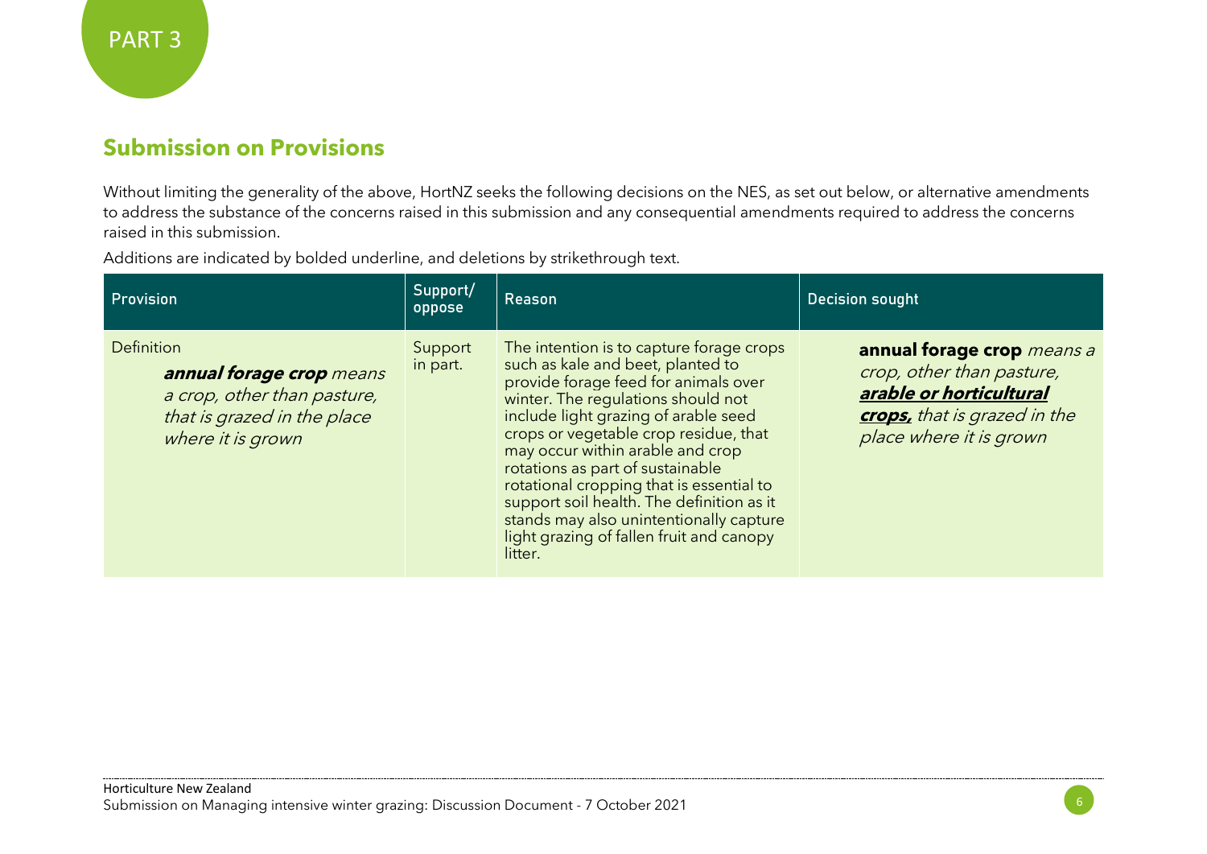PART 3

## Submission on Provisions

Without limiting the generality of the above, HortNZ seeks the following decisions on the NES, as set out below, or alternative amendments to address the substance of the concerns raised in this submission and any consequential amendments required to address the concerns raised in this submission.

Additions are indicated by bolded underline, and deletions by strikethrough text.

| Provision | Support/ oppose | Reason | Decision sought |
|---|---|---|---|
| Definition<br>***annual forage crop*** *means a crop, other than pasture, that is grazed in the place where it is grown* | Support in part. | The intention is to capture forage crops such as kale and beet, planted to provide forage feed for animals over winter. The regulations should not include light grazing of arable seed crops or vegetable crop residue, that may occur within arable and crop rotations as part of sustainable rotational cropping that is essential to support soil health. The definition as it stands may also unintentionally capture light grazing of fallen fruit and canopy litter. | **annual forage crop** *means a crop, other than pasture,* ***<u>arable or horticultural crops,</u>*** *that is grazed in the place where it is grown* |